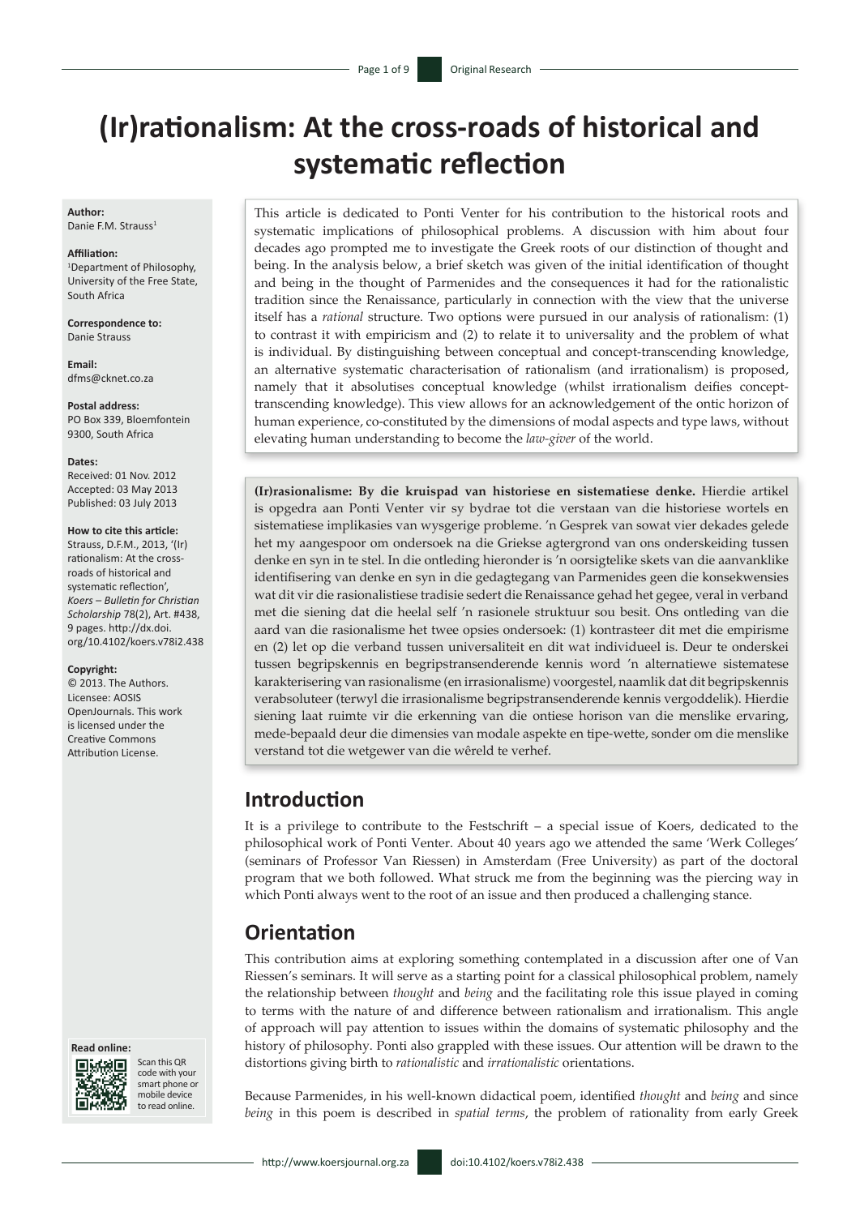# (Ir)rationalism: At the cross-roads of historical and systematic reflection

**Author:**
Danie F.M. Strauss[1]

**Affiliation:**
[1]Department of Philosophy, University of the Free State, South Africa

**Correspondence to:**
Danie Strauss

**Email:**
dfms@cknet.co.za

**Postal address:**
PO Box 339, Bloemfontein 9300, South Africa

**Dates:**
Received: 01 Nov. 2012
Accepted: 03 May 2013
Published: 03 July 2013

**How to cite this article:**
Strauss, D.F.M., 2013, '(Ir)rationalism: At the cross-roads of historical and systematic reflection', *Koers – Bulletin for Christian Scholarship* 78(2), Art. #438, 9 pages. http://dx.doi.org/10.4102/koers.v78i2.438

**Copyright:**
© 2013. The Authors. Licensee: AOSIS OpenJournals. This work is licensed under the Creative Commons Attribution License.

**Read online:**
Scan this QR code with your smart phone or mobile device to read online.

This article is dedicated to Ponti Venter for his contribution to the historical roots and systematic implications of philosophical problems. A discussion with him about four decades ago prompted me to investigate the Greek roots of our distinction of thought and being. In the analysis below, a brief sketch was given of the initial identification of thought and being in the thought of Parmenides and the consequences it had for the rationalistic tradition since the Renaissance, particularly in connection with the view that the universe itself has a *rational* structure. Two options were pursued in our analysis of rationalism: (1) to contrast it with empiricism and (2) to relate it to universality and the problem of what is individual. By distinguishing between conceptual and concept-transcending knowledge, an alternative systematic characterisation of rationalism (and irrationalism) is proposed, namely that it absolutises conceptual knowledge (whilst irrationalism deifies concept-transcending knowledge). This view allows for an acknowledgement of the ontic horizon of human experience, co-constituted by the dimensions of modal aspects and type laws, without elevating human understanding to become the *law-giver* of the world.

**(Ir)rasionalisme: By die kruispad van historiese en sistematiese denke.** Hierdie artikel is opgedra aan Ponti Venter vir sy bydrae tot die verstaan van die historiese wortels en sistematiese implikasies van wysgerige probleme. 'n Gesprek van sowat vier dekades gelede het my aangespoor om ondersoek na die Griekse agtergrond van ons onderskeiding tussen denke en syn in te stel. In die ontleding hieronder is 'n oorsigtelike skets van die aanvanklike identifisering van denke en syn in die gedagtegang van Parmenides geen die konsekwensies wat dit vir die rasionalistiese tradisie sedert die Renaissance gehad het gegee, veral in verband met die siening dat die heelal self 'n rasionele struktuur sou besit. Ons ontleding van die aard van die rasionalisme het twee opsies ondersoek: (1) kontrasteer dit met die empirisme en (2) let op die verband tussen universaliteit en dit wat individueel is. Deur te onderskei tussen begripskennis en begripstransenderende kennis word 'n alternatiewe sistematese karakterisering van rasionalisme (en irrasionalisme) voorgestel, naamlik dat dit begripskennis verabsoluteer (terwyl die irrasionalisme begripstransenderende kennis vergoddelik). Hierdie siening laat ruimte vir die erkenning van die ontiese horison van die menslike ervaring, mede-bepaald deur die dimensies van modale aspekte en tipe-wette, sonder om die menslike verstand tot die wetgewer van die wêreld te verhef.

## Introduction

It is a privilege to contribute to the Festschrift – a special issue of Koers, dedicated to the philosophical work of Ponti Venter. About 40 years ago we attended the same 'Werk Colleges' (seminars of Professor Van Riessen) in Amsterdam (Free University) as part of the doctoral program that we both followed. What struck me from the beginning was the piercing way in which Ponti always went to the root of an issue and then produced a challenging stance.

## Orientation

This contribution aims at exploring something contemplated in a discussion after one of Van Riessen's seminars. It will serve as a starting point for a classical philosophical problem, namely the relationship between *thought* and *being* and the facilitating role this issue played in coming to terms with the nature of and difference between rationalism and irrationalism. This angle of approach will pay attention to issues within the domains of systematic philosophy and the history of philosophy. Ponti also grappled with these issues. Our attention will be drawn to the distortions giving birth to *rationalistic* and *irrationalistic* orientations.

Because Parmenides, in his well-known didactical poem, identified *thought* and *being* and since *being* in this poem is described in *spatial terms*, the problem of rationality from early Greek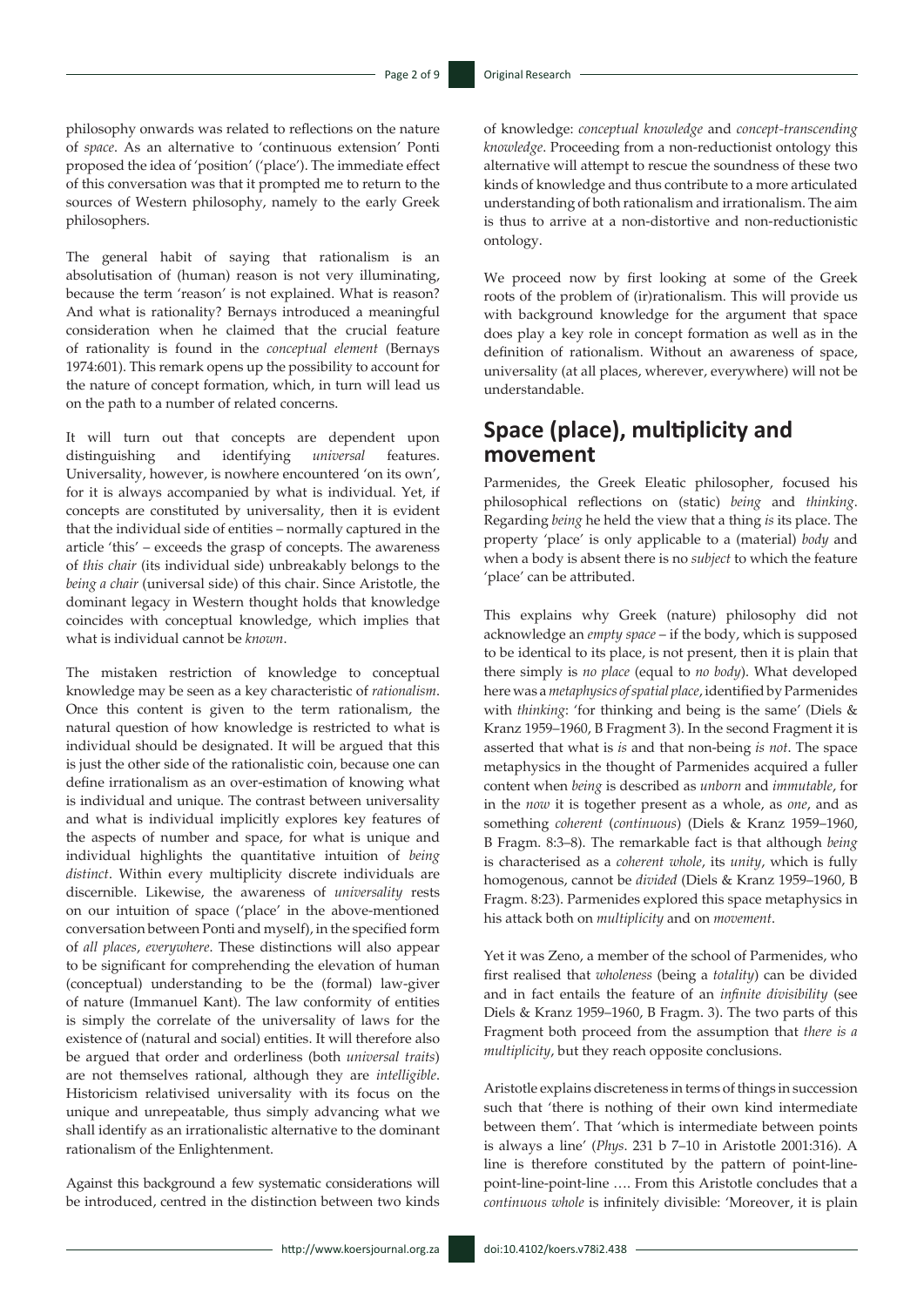philosophy onwards was related to reflections on the nature of *space*. As an alternative to 'continuous extension' Ponti proposed the idea of 'position' ('place'). The immediate effect of this conversation was that it prompted me to return to the sources of Western philosophy, namely to the early Greek philosophers.

The general habit of saying that rationalism is an absolutisation of (human) reason is not very illuminating, because the term 'reason' is not explained. What is reason? And what is rationality? Bernays introduced a meaningful consideration when he claimed that the crucial feature of rationality is found in the *conceptual element* (Bernays 1974:601). This remark opens up the possibility to account for the nature of concept formation, which, in turn will lead us on the path to a number of related concerns.

It will turn out that concepts are dependent upon distinguishing and identifying *universal* features. Universality, however, is nowhere encountered 'on its own', for it is always accompanied by what is individual. Yet, if concepts are constituted by universality, then it is evident that the individual side of entities – normally captured in the article 'this' – exceeds the grasp of concepts. The awareness of *this chair* (its individual side) unbreakably belongs to the *being a chair* (universal side) of this chair. Since Aristotle, the dominant legacy in Western thought holds that knowledge coincides with conceptual knowledge, which implies that what is individual cannot be *known*.

The mistaken restriction of knowledge to conceptual knowledge may be seen as a key characteristic of *rationalism*. Once this content is given to the term rationalism, the natural question of how knowledge is restricted to what is individual should be designated. It will be argued that this is just the other side of the rationalistic coin, because one can define irrationalism as an over-estimation of knowing what is individual and unique. The contrast between universality and what is individual implicitly explores key features of the aspects of number and space, for what is unique and individual highlights the quantitative intuition of *being distinct*. Within every multiplicity discrete individuals are discernible. Likewise, the awareness of *universality* rests on our intuition of space ('place' in the above-mentioned conversation between Ponti and myself), in the specified form of *all places*, *everywhere*. These distinctions will also appear to be significant for comprehending the elevation of human (conceptual) understanding to be the (formal) law-giver of nature (Immanuel Kant). The law conformity of entities is simply the correlate of the universality of laws for the existence of (natural and social) entities. It will therefore also be argued that order and orderliness (both *universal traits*) are not themselves rational, although they are *intelligible*. Historicism relativised universality with its focus on the unique and unrepeatable, thus simply advancing what we shall identify as an irrationalistic alternative to the dominant rationalism of the Enlightenment.

Against this background a few systematic considerations will be introduced, centred in the distinction between two kinds of knowledge: *conceptual knowledge* and *concept-transcending knowledge*. Proceeding from a non-reductionist ontology this alternative will attempt to rescue the soundness of these two kinds of knowledge and thus contribute to a more articulated understanding of both rationalism and irrationalism. The aim is thus to arrive at a non-distortive and non-reductionistic ontology.

We proceed now by first looking at some of the Greek roots of the problem of (ir)rationalism. This will provide us with background knowledge for the argument that space does play a key role in concept formation as well as in the definition of rationalism. Without an awareness of space, universality (at all places, wherever, everywhere) will not be understandable.

## Space (place), multiplicity and movement

Parmenides, the Greek Eleatic philosopher, focused his philosophical reflections on (static) *being* and *thinking*. Regarding *being* he held the view that a thing *is* its place. The property 'place' is only applicable to a (material) *body* and when a body is absent there is no *subject* to which the feature 'place' can be attributed.

This explains why Greek (nature) philosophy did not acknowledge an *empty space* – if the body, which is supposed to be identical to its place, is not present, then it is plain that there simply is *no place* (equal to *no body*). What developed here was a *metaphysics of spatial place*, identified by Parmenides with *thinking*: 'for thinking and being is the same' (Diels & Kranz 1959–1960, B Fragment 3). In the second Fragment it is asserted that what is *is* and that non-being *is not*. The space metaphysics in the thought of Parmenides acquired a fuller content when *being* is described as *unborn* and *immutable*, for in the *now* it is together present as a whole, as *one*, and as something *coherent* (*continuous*) (Diels & Kranz 1959–1960, B Fragm. 8:3–8). The remarkable fact is that although *being* is characterised as a *coherent whole*, its *unity*, which is fully homogenous, cannot be *divided* (Diels & Kranz 1959–1960, B Fragm. 8:23). Parmenides explored this space metaphysics in his attack both on *multiplicity* and on *movement*.

Yet it was Zeno, a member of the school of Parmenides, who first realised that *wholeness* (being a *totality*) can be divided and in fact entails the feature of an *infinite divisibility* (see Diels & Kranz 1959–1960, B Fragm. 3). The two parts of this Fragment both proceed from the assumption that *there is a multiplicity*, but they reach opposite conclusions.

Aristotle explains discreteness in terms of things in succession such that 'there is nothing of their own kind intermediate between them'. That 'which is intermediate between points is always a line' (*Phys*. 231 b 7–10 in Aristotle 2001:316). A line is therefore constituted by the pattern of point-line-point-line-point-line …. From this Aristotle concludes that a *continuous whole* is infinitely divisible: 'Moreover, it is plain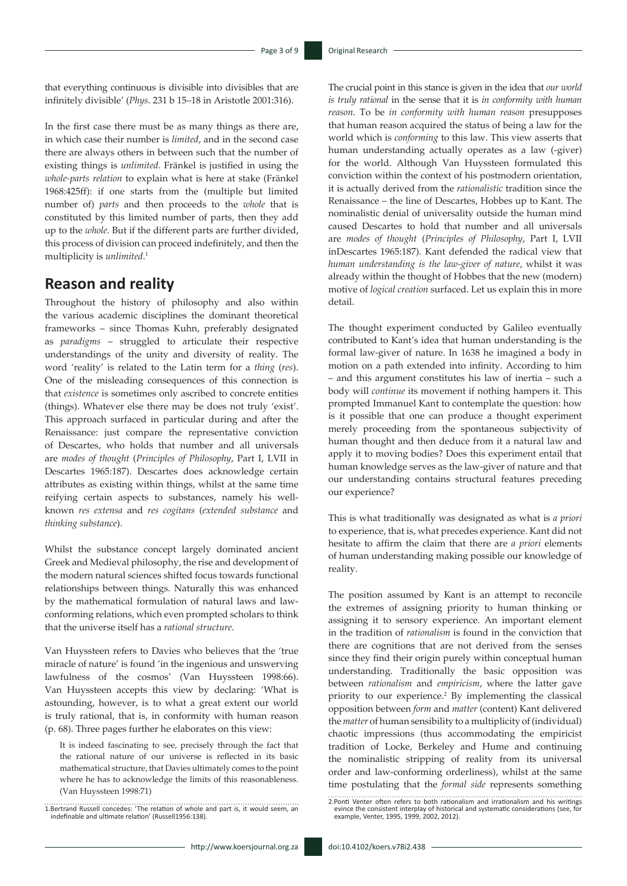that everything continuous is divisible into divisibles that are infinitely divisible' (*Phys*. 231 b 15–18 in Aristotle 2001:316).

In the first case there must be as many things as there are, in which case their number is *limited*, and in the second case there are always others in between such that the number of existing things is *unlimited*. Fränkel is justified in using the *whole-parts relation* to explain what is here at stake (Fränkel 1968:425ff): if one starts from the (multiple but limited number of) *parts* and then proceeds to the *whole* that is constituted by this limited number of parts, then they add up to the *whole*. But if the different parts are further divided, this process of division can proceed indefinitely, and then the multiplicity is *unlimited*.[1]

## Reason and reality

Throughout the history of philosophy and also within the various academic disciplines the dominant theoretical frameworks – since Thomas Kuhn, preferably designated as *paradigms* – struggled to articulate their respective understandings of the unity and diversity of reality. The word 'reality' is related to the Latin term for a *thing* (*res*). One of the misleading consequences of this connection is that *existence* is sometimes only ascribed to concrete entities (things). Whatever else there may be does not truly 'exist'. This approach surfaced in particular during and after the Renaissance: just compare the representative conviction of Descartes, who holds that number and all universals are *modes of thought* (*Principles of Philosophy*, Part I, LVII in Descartes 1965:187). Descartes does acknowledge certain attributes as existing within things, whilst at the same time reifying certain aspects to substances, namely his well-known *res extensa* and *res cogitans* (*extended substance* and *thinking substance*).

Whilst the substance concept largely dominated ancient Greek and Medieval philosophy, the rise and development of the modern natural sciences shifted focus towards functional relationships between things. Naturally this was enhanced by the mathematical formulation of natural laws and law-conforming relations, which even prompted scholars to think that the universe itself has a *rational structure*.

Van Huyssteen refers to Davies who believes that the 'true miracle of nature' is found 'in the ingenious and unswerving lawfulness of the cosmos' (Van Huyssteen 1998:66). Van Huyssteen accepts this view by declaring: 'What is astounding, however, is to what a great extent our world is truly rational, that is, in conformity with human reason (p. 68). Three pages further he elaborates on this view:

> It is indeed fascinating to see, precisely through the fact that the rational nature of our universe is reflected in its basic mathematical structure, that Davies ultimately comes to the point where he has to acknowledge the limits of this reasonableness. (Van Huyssteen 1998:71)

The crucial point in this stance is given in the idea that *our world is truly rational* in the sense that it is *in conformity with human reason*. To be *in conformity with human reason* presupposes that human reason acquired the status of being a law for the world which is *conforming* to this law. This view asserts that human understanding actually operates as a law (-giver) for the world. Although Van Huyssteen formulated this conviction within the context of his postmodern orientation, it is actually derived from the *rationalistic* tradition since the Renaissance – the line of Descartes, Hobbes up to Kant. The nominalistic denial of universality outside the human mind caused Descartes to hold that number and all universals are *modes of thought* (*Principles of Philosophy*, Part I, LVII inDescartes 1965:187). Kant defended the radical view that *human understanding is the law-giver of nature*, whilst it was already within the thought of Hobbes that the new (modern) motive of *logical creation* surfaced. Let us explain this in more detail.

The thought experiment conducted by Galileo eventually contributed to Kant's idea that human understanding is the formal law-giver of nature. In 1638 he imagined a body in motion on a path extended into infinity. According to him – and this argument constitutes his law of inertia – such a body will *continue* its movement if nothing hampers it. This prompted Immanuel Kant to contemplate the question: how is it possible that one can produce a thought experiment merely proceeding from the spontaneous subjectivity of human thought and then deduce from it a natural law and apply it to moving bodies? Does this experiment entail that human knowledge serves as the law-giver of nature and that our understanding contains structural features preceding our experience?

This is what traditionally was designated as what is *a priori* to experience, that is, what precedes experience. Kant did not hesitate to affirm the claim that there are *a priori* elements of human understanding making possible our knowledge of reality.

The position assumed by Kant is an attempt to reconcile the extremes of assigning priority to human thinking or assigning it to sensory experience. An important element in the tradition of *rationalism* is found in the conviction that there are cognitions that are not derived from the senses since they find their origin purely within conceptual human understanding. Traditionally the basic opposition was between *rationalism* and *empiricism*, where the latter gave priority to our experience.[2] By implementing the classical opposition between *form* and *matter* (content) Kant delivered the *matter* of human sensibility to a multiplicity of (individual) chaotic impressions (thus accommodating the empiricist tradition of Locke, Berkeley and Hume and continuing the nominalistic stripping of reality from its universal order and law-conforming orderliness), whilst at the same time postulating that the *formal side* represents something

1. Bertrand Russell concedes: 'The relation of whole and part is, it would seem, an indefinable and ultimate relation' (Russell1956:138).

2. Ponti Venter often refers to both rationalism and irrationalism and his writings evince the consistent interplay of historical and systematic considerations (see, for example, Venter, 1995, 1999, 2002, 2012).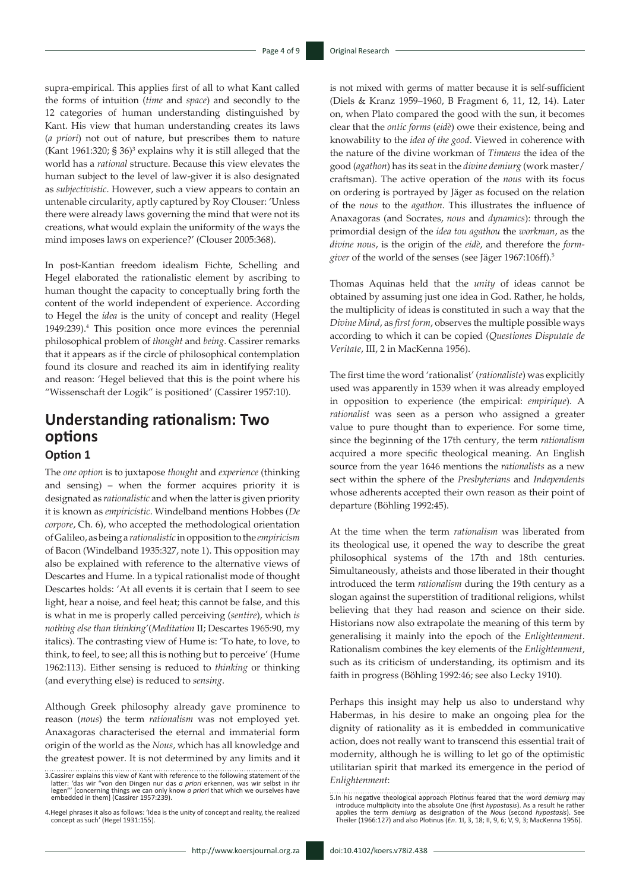supra-empirical. This applies first of all to what Kant called the forms of intuition (*time* and *space*) and secondly to the 12 categories of human understanding distinguished by Kant. His view that human understanding creates its laws (*a priori*) not out of nature, but prescribes them to nature (Kant 1961:320; § 36)[3] explains why it is still alleged that the world has a *rational* structure. Because this view elevates the human subject to the level of law-giver it is also designated as *subjectivistic*. However, such a view appears to contain an untenable circularity, aptly captured by Roy Clouser: 'Unless there were already laws governing the mind that were not its creations, what would explain the uniformity of the ways the mind imposes laws on experience?' (Clouser 2005:368).

In post-Kantian freedom idealism Fichte, Schelling and Hegel elaborated the rationalistic element by ascribing to human thought the capacity to conceptually bring forth the content of the world independent of experience. According to Hegel the *idea* is the unity of concept and reality (Hegel 1949:239).[4] This position once more evinces the perennial philosophical problem of *thought* and *being*. Cassirer remarks that it appears as if the circle of philosophical contemplation found its closure and reached its aim in identifying reality and reason: 'Hegel believed that this is the point where his "Wissenschaft der Logik" is positioned' (Cassirer 1957:10).

## Understanding rationalism: Two options

### Option 1

The *one option* is to juxtapose *thought* and *experience* (thinking and sensing) – when the former acquires priority it is designated as *rationalistic* and when the latter is given priority it is known as *empiricistic*. Windelband mentions Hobbes (*De corpore*, Ch. 6), who accepted the methodological orientation of Galileo, as being a *rationalistic* in opposition to the *empiricism* of Bacon (Windelband 1935:327, note 1). This opposition may also be explained with reference to the alternative views of Descartes and Hume. In a typical rationalist mode of thought Descartes holds: 'At all events it is certain that I seem to see light, hear a noise, and feel heat; this cannot be false, and this is what in me is properly called perceiving (*sentire*), which *is nothing else than thinking*' (*Meditation* II; Descartes 1965:90, my italics). The contrasting view of Hume is: 'To hate, to love, to think, to feel, to see; all this is nothing but to perceive' (Hume 1962:113). Either sensing is reduced to *thinking* or thinking (and everything else) is reduced to *sensing*.

Although Greek philosophy already gave prominence to reason (*nous*) the term *rationalism* was not employed yet. Anaxagoras characterised the eternal and immaterial form origin of the world as the *Nous*, which has all knowledge and the greatest power. It is not determined by any limits and it is not mixed with germs of matter because it is self-sufficient (Diels & Kranz 1959–1960, B Fragment 6, 11, 12, 14). Later on, when Plato compared the good with the sun, it becomes clear that the *ontic forms* (*eidè*) owe their existence, being and knowability to the *idea of the good*. Viewed in coherence with the nature of the divine workman of *Timaeus* the idea of the good (*agathon*) has its seat in the *divine demiurg* (work master/craftsman). The active operation of the *nous* with its focus on ordering is portrayed by Jäger as focused on the relation of the *nous* to the *agathon*. This illustrates the influence of Anaxagoras (and Socrates, *nous* and *dynamics*): through the primordial design of the *idea tou agathou* the *workman*, as the *divine nous*, is the origin of the *eidè*, and therefore the *form-giver* of the world of the senses (see Jäger 1967:106ff).[5]

Thomas Aquinas held that the *unity* of ideas cannot be obtained by assuming just one idea in God. Rather, he holds, the multiplicity of ideas is constituted in such a way that the *Divine Mind*, as *first form*, observes the multiple possible ways according to which it can be copied (*Questiones Disputate de Veritate*, III, 2 in MacKenna 1956).

The first time the word 'rationalist' (*rationaliste*) was explicitly used was apparently in 1539 when it was already employed in opposition to experience (the empirical: *empirique*). A *rationalist* was seen as a person who assigned a greater value to pure thought than to experience. For some time, since the beginning of the 17th century, the term *rationalism* acquired a more specific theological meaning. An English source from the year 1646 mentions the *rationalists* as a new sect within the sphere of the *Presbyterians* and *Independents* whose adherents accepted their own reason as their point of departure (Böhling 1992:45).

At the time when the term *rationalism* was liberated from its theological use, it opened the way to describe the great philosophical systems of the 17th and 18th centuries. Simultaneously, atheists and those liberated in their thought introduced the term *rationalism* during the 19th century as a slogan against the superstition of traditional religions, whilst believing that they had reason and science on their side. Historians now also extrapolate the meaning of this term by generalising it mainly into the epoch of the *Enlightenment*. Rationalism combines the key elements of the *Enlightenment*, such as its criticism of understanding, its optimism and its faith in progress (Böhling 1992:46; see also Lecky 1910).

Perhaps this insight may help us also to understand why Habermas, in his desire to make an ongoing plea for the dignity of rationality as it is embedded in communicative action, does not really want to transcend this essential trait of modernity, although he is willing to let go of the optimistic utilitarian spirit that marked its emergence in the period of *Enlightenment*:

---

3. Cassirer explains this view of Kant with reference to the following statement of the latter: 'das wir "von den Dingen nur das *a priori* erkennen, was wir selbst in ihr legen"' [concerning things we can only know *a priori* that which we ourselves have embedded in them] (Cassirer 1957:239).

4. Hegel phrases it also as follows: 'Idea is the unity of concept and reality, the realized concept as such' (Hegel 1931:155).

5. In his negative theological approach Plotinus feared that the word *demiurg* may introduce multiplicity into the absolute One (first *hypostasis*). As a result he rather applies the term *demiurg* as designation of the *Nous* (second *hypostasis*). See Theiler (1966:127) and also Plotinus (*En*. 1I, 3, 18; II, 9, 6; V, 9, 3; MacKenna 1956).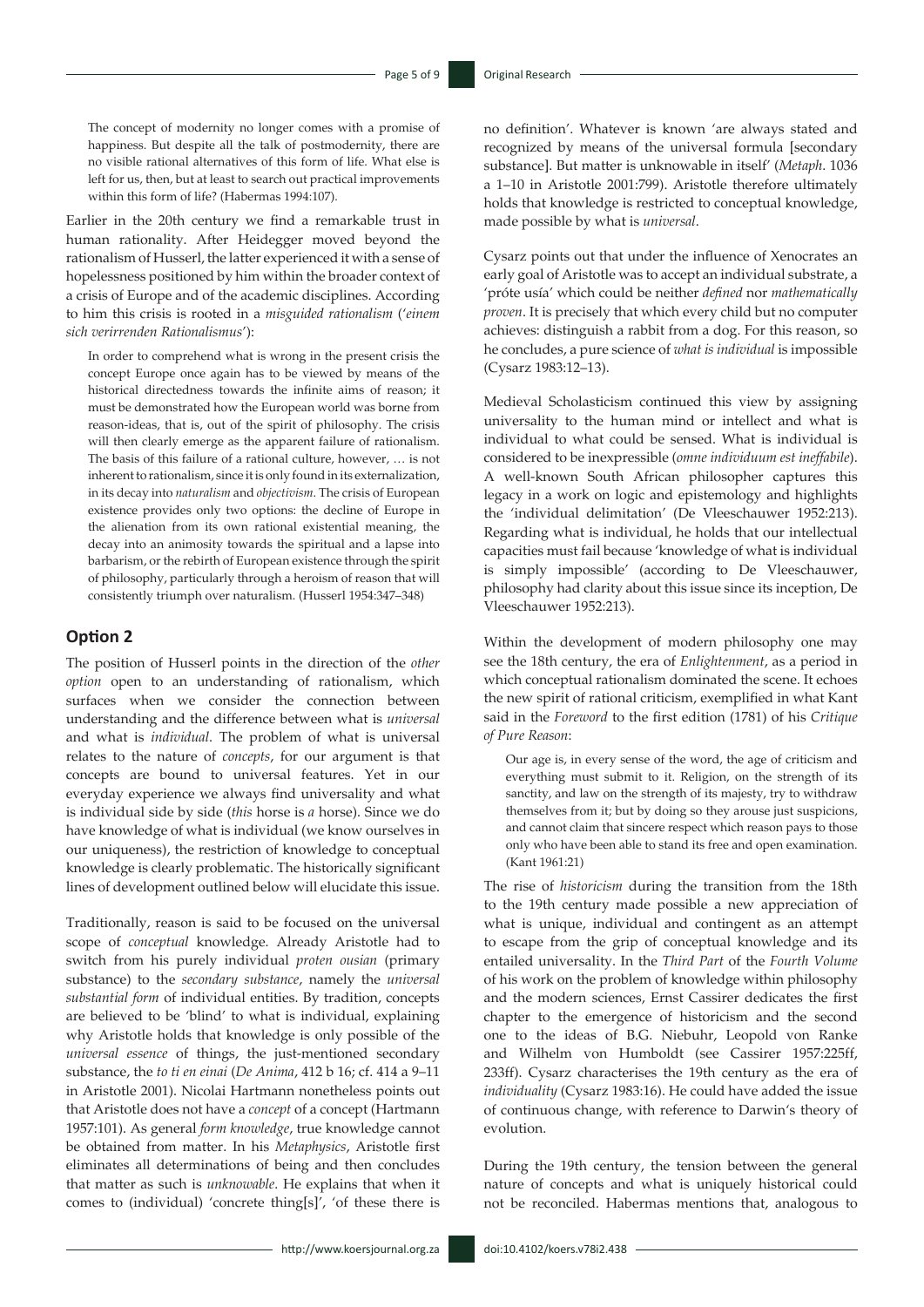> The concept of modernity no longer comes with a promise of happiness. But despite all the talk of postmodernity, there are no visible rational alternatives of this form of life. What else is left for us, then, but at least to search out practical improvements within this form of life? (Habermas 1994:107).

Earlier in the 20th century we find a remarkable trust in human rationality. After Heidegger moved beyond the rationalism of Husserl, the latter experienced it with a sense of hopelessness positioned by him within the broader context of a crisis of Europe and of the academic disciplines. According to him this crisis is rooted in a *misguided rationalism* ('*einem sich verirrenden Rationalismus*'):

> In order to comprehend what is wrong in the present crisis the concept Europe once again has to be viewed by means of the historical directedness towards the infinite aims of reason; it must be demonstrated how the European world was borne from reason-ideas, that is, out of the spirit of philosophy. The crisis will then clearly emerge as the apparent failure of rationalism. The basis of this failure of a rational culture, however, … is not inherent to rationalism, since it is only found in its externalization, in its decay into *naturalism* and *objectivism*. The crisis of European existence provides only two options: the decline of Europe in the alienation from its own rational existential meaning, the decay into an animosity towards the spiritual and a lapse into barbarism, or the rebirth of European existence through the spirit of philosophy, particularly through a heroism of reason that will consistently triumph over naturalism. (Husserl 1954:347–348)

## Option 2

The position of Husserl points in the direction of the *other option* open to an understanding of rationalism, which surfaces when we consider the connection between understanding and the difference between what is *universal* and what is *individual*. The problem of what is universal relates to the nature of *concepts*, for our argument is that concepts are bound to universal features. Yet in our everyday experience we always find universality and what is individual side by side (*this* horse is *a* horse). Since we do have knowledge of what is individual (we know ourselves in our uniqueness), the restriction of knowledge to conceptual knowledge is clearly problematic. The historically significant lines of development outlined below will elucidate this issue.

Traditionally, reason is said to be focused on the universal scope of *conceptual* knowledge. Already Aristotle had to switch from his purely individual *proten ousian* (primary substance) to the *secondary substance*, namely the *universal substantial form* of individual entities. By tradition, concepts are believed to be 'blind' to what is individual, explaining why Aristotle holds that knowledge is only possible of the *universal essence* of things, the just-mentioned secondary substance, the *to ti en einai* (*De Anima*, 412 b 16; cf. 414 a 9–11 in Aristotle 2001). Nicolai Hartmann nonetheless points out that Aristotle does not have a *concept* of a concept (Hartmann 1957:101). As general *form knowledge*, true knowledge cannot be obtained from matter. In his *Metaphysics*, Aristotle first eliminates all determinations of being and then concludes that matter as such is *unknowable*. He explains that when it comes to (individual) 'concrete thing[s]', 'of these there is no definition'. Whatever is known 'are always stated and recognized by means of the universal formula [secondary substance]. But matter is unknowable in itself' (*Metaph*. 1036 a 1–10 in Aristotle 2001:799). Aristotle therefore ultimately holds that knowledge is restricted to conceptual knowledge, made possible by what is *universal*.

Cysarz points out that under the influence of Xenocrates an early goal of Aristotle was to accept an individual substrate, a 'próte usía' which could be neither *defined* nor *mathematically proven*. It is precisely that which every child but no computer achieves: distinguish a rabbit from a dog. For this reason, so he concludes, a pure science of *what is individual* is impossible (Cysarz 1983:12–13).

Medieval Scholasticism continued this view by assigning universality to the human mind or intellect and what is individual to what could be sensed. What is individual is considered to be inexpressible (*omne individuum est ineffabile*). A well-known South African philosopher captures this legacy in a work on logic and epistemology and highlights the 'individual delimitation' (De Vleeschauwer 1952:213). Regarding what is individual, he holds that our intellectual capacities must fail because 'knowledge of what is individual is simply impossible' (according to De Vleeschauwer, philosophy had clarity about this issue since its inception, De Vleeschauwer 1952:213).

Within the development of modern philosophy one may see the 18th century, the era of *Enlightenment*, as a period in which conceptual rationalism dominated the scene. It echoes the new spirit of rational criticism, exemplified in what Kant said in the *Foreword* to the first edition (1781) of his *Critique of Pure Reason*:

> Our age is, in every sense of the word, the age of criticism and everything must submit to it. Religion, on the strength of its sanctity, and law on the strength of its majesty, try to withdraw themselves from it; but by doing so they arouse just suspicions, and cannot claim that sincere respect which reason pays to those only who have been able to stand its free and open examination. (Kant 1961:21)

The rise of *historicism* during the transition from the 18th to the 19th century made possible a new appreciation of what is unique, individual and contingent as an attempt to escape from the grip of conceptual knowledge and its entailed universality. In the *Third Part* of the *Fourth Volume* of his work on the problem of knowledge within philosophy and the modern sciences, Ernst Cassirer dedicates the first chapter to the emergence of historicism and the second one to the ideas of B.G. Niebuhr, Leopold von Ranke and Wilhelm von Humboldt (see Cassirer 1957:225ff, 233ff). Cysarz characterises the 19th century as the era of *individuality* (Cysarz 1983:16). He could have added the issue of continuous change, with reference to Darwin's theory of evolution.

During the 19th century, the tension between the general nature of concepts and what is uniquely historical could not be reconciled. Habermas mentions that, analogous to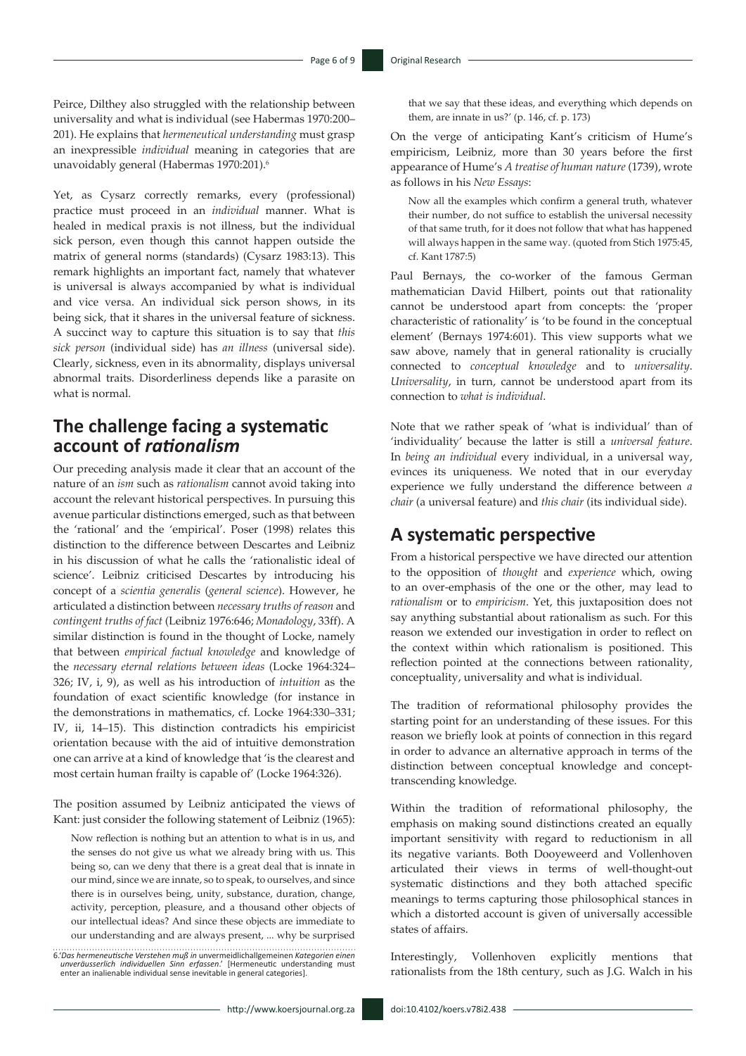Peirce, Dilthey also struggled with the relationship between universality and what is individual (see Habermas 1970:200–201). He explains that *hermeneutical understanding* must grasp an inexpressible *individual* meaning in categories that are unavoidably general (Habermas 1970:201).[6]

Yet, as Cysarz correctly remarks, every (professional) practice must proceed in an *individual* manner. What is healed in medical praxis is not illness, but the individual sick person, even though this cannot happen outside the matrix of general norms (standards) (Cysarz 1983:13). This remark highlights an important fact, namely that whatever is universal is always accompanied by what is individual and vice versa. An individual sick person shows, in its being sick, that it shares in the universal feature of sickness. A succinct way to capture this situation is to say that *this sick person* (individual side) has *an illness* (universal side). Clearly, sickness, even in its abnormality, displays universal abnormal traits. Disorderliness depends like a parasite on what is normal.

## The challenge facing a systematic account of *rationalism*

Our preceding analysis made it clear that an account of the nature of an *ism* such as *rationalism* cannot avoid taking into account the relevant historical perspectives. In pursuing this avenue particular distinctions emerged, such as that between the 'rational' and the 'empirical'. Poser (1998) relates this distinction to the difference between Descartes and Leibniz in his discussion of what he calls the 'rationalistic ideal of science'. Leibniz criticised Descartes by introducing his concept of a *scientia generalis* (*general science*). However, he articulated a distinction between *necessary truths of reason* and *contingent truths of fact* (Leibniz 1976:646; *Monadology*, 33ff). A similar distinction is found in the thought of Locke, namely that between *empirical factual knowledge* and knowledge of the *necessary eternal relations between ideas* (Locke 1964:324–326; IV, i, 9), as well as his introduction of *intuition* as the foundation of exact scientific knowledge (for instance in the demonstrations in mathematics, cf. Locke 1964:330–331; IV, ii, 14–15). This distinction contradicts his empiricist orientation because with the aid of intuitive demonstration one can arrive at a kind of knowledge that 'is the clearest and most certain human frailty is capable of' (Locke 1964:326).

The position assumed by Leibniz anticipated the views of Kant: just consider the following statement of Leibniz (1965):

> Now reflection is nothing but an attention to what is in us, and the senses do not give us what we already bring with us. This being so, can we deny that there is a great deal that is innate in our mind, since we are innate, so to speak, to ourselves, and since there is in ourselves being, unity, substance, duration, change, activity, perception, pleasure, and a thousand other objects of our intellectual ideas? And since these objects are immediate to our understanding and are always present, ... why be surprised that we say that these ideas, and everything which depends on them, are innate in us?' (p. 146, cf. p. 173)

On the verge of anticipating Kant's criticism of Hume's empiricism, Leibniz, more than 30 years before the first appearance of Hume's *A treatise of human nature* (1739), wrote as follows in his *New Essays*:

> Now all the examples which confirm a general truth, whatever their number, do not suffice to establish the universal necessity of that same truth, for it does not follow that what has happened will always happen in the same way. (quoted from Stich 1975:45, cf. Kant 1787:5)

Paul Bernays, the co-worker of the famous German mathematician David Hilbert, points out that rationality cannot be understood apart from concepts: the 'proper characteristic of rationality' is 'to be found in the conceptual element' (Bernays 1974:601). This view supports what we saw above, namely that in general rationality is crucially connected to *conceptual knowledge* and to *universality*. *Universality*, in turn, cannot be understood apart from its connection to *what is individual*.

Note that we rather speak of 'what is individual' than of 'individuality' because the latter is still a *universal feature*. In *being an individual* every individual, in a universal way, evinces its uniqueness. We noted that in our everyday experience we fully understand the difference between *a chair* (a universal feature) and *this chair* (its individual side).

## A systematic perspective

From a historical perspective we have directed our attention to the opposition of *thought* and *experience* which, owing to an over-emphasis of the one or the other, may lead to *rationalism* or to *empiricism*. Yet, this juxtaposition does not say anything substantial about rationalism as such. For this reason we extended our investigation in order to reflect on the context within which rationalism is positioned. This reflection pointed at the connections between rationality, conceptuality, universality and what is individual.

The tradition of reformational philosophy provides the starting point for an understanding of these issues. For this reason we briefly look at points of connection in this regard in order to advance an alternative approach in terms of the distinction between conceptual knowledge and concept-transcending knowledge.

Within the tradition of reformational philosophy, the emphasis on making sound distinctions created an equally important sensitivity with regard to reductionism in all its negative variants. Both Dooyeweerd and Vollenhoven articulated their views in terms of well-thought-out systematic distinctions and they both attached specific meanings to terms capturing those philosophical stances in which a distorted account is given of universally accessible states of affairs.

Interestingly, Vollenhoven explicitly mentions that rationalists from the 18th century, such as J.G. Walch in his

6.'*Das hermeneutische Verstehen muß in* unvermeidlichallgemeinen *Kategorien einen unveräusserlich individuellen Sinn erfassen*.' [Hermeneutic understanding must enter an inalienable individual sense inevitable in general categories].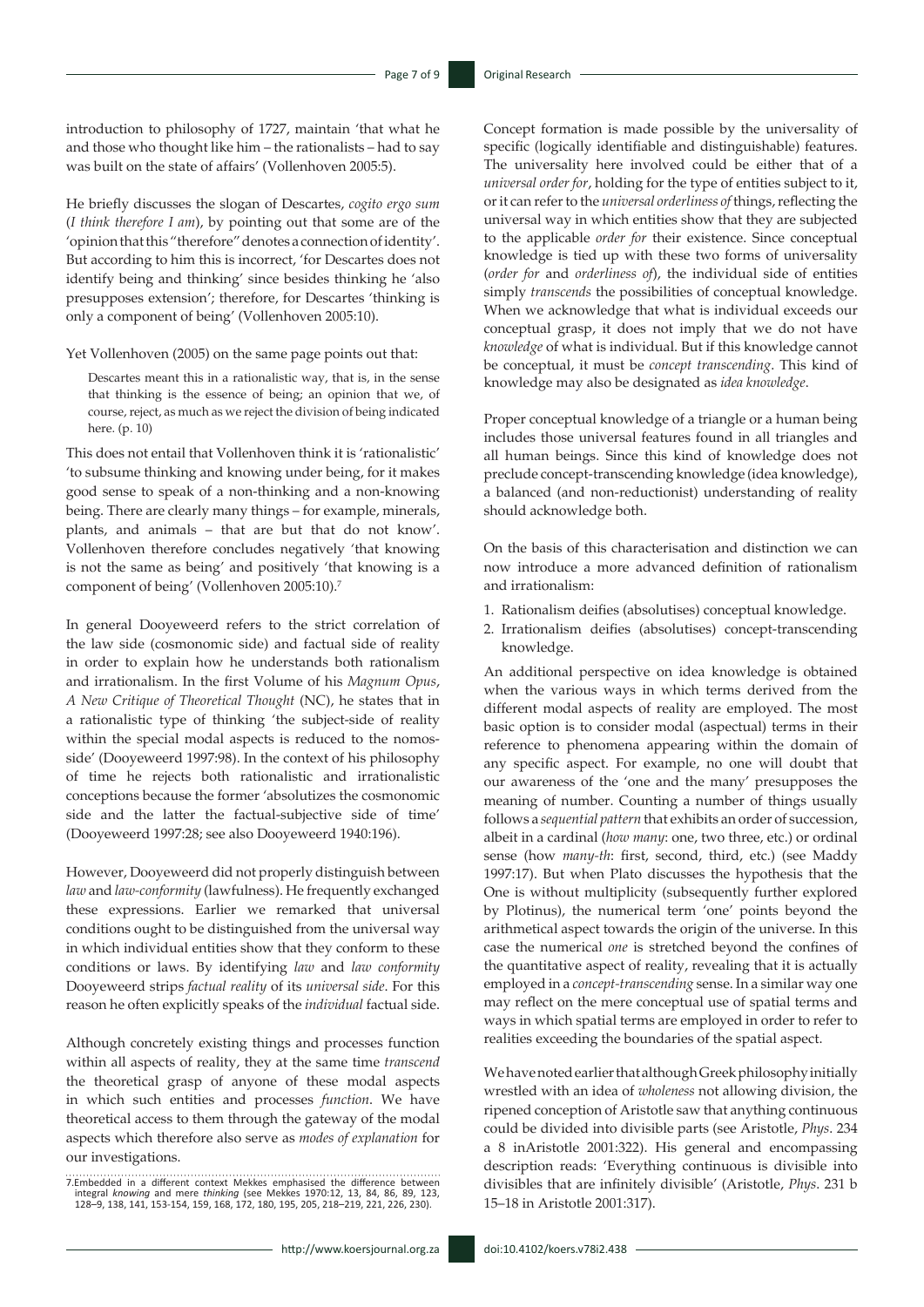introduction to philosophy of 1727, maintain 'that what he and those who thought like him – the rationalists – had to say was built on the state of affairs' (Vollenhoven 2005:5).

He briefly discusses the slogan of Descartes, *cogito ergo sum* (*I think therefore I am*), by pointing out that some are of the 'opinion that this "therefore" denotes a connection of identity'. But according to him this is incorrect, 'for Descartes does not identify being and thinking' since besides thinking he 'also presupposes extension'; therefore, for Descartes 'thinking is only a component of being' (Vollenhoven 2005:10).

Yet Vollenhoven (2005) on the same page points out that:

> Descartes meant this in a rationalistic way, that is, in the sense that thinking is the essence of being; an opinion that we, of course, reject, as much as we reject the division of being indicated here. (p. 10)

This does not entail that Vollenhoven think it is 'rationalistic' 'to subsume thinking and knowing under being, for it makes good sense to speak of a non-thinking and a non-knowing being. There are clearly many things – for example, minerals, plants, and animals – that are but that do not know'. Vollenhoven therefore concludes negatively 'that knowing is not the same as being' and positively 'that knowing is a component of being' (Vollenhoven 2005:10).[7]

In general Dooyeweerd refers to the strict correlation of the law side (cosmonomic side) and factual side of reality in order to explain how he understands both rationalism and irrationalism. In the first Volume of his *Magnum Opus*, *A New Critique of Theoretical Thought* (NC), he states that in a rationalistic type of thinking 'the subject-side of reality within the special modal aspects is reduced to the nomos-side' (Dooyeweerd 1997:98). In the context of his philosophy of time he rejects both rationalistic and irrationalistic conceptions because the former 'absolutizes the cosmonomic side and the latter the factual-subjective side of time' (Dooyeweerd 1997:28; see also Dooyeweerd 1940:196).

However, Dooyeweerd did not properly distinguish between *law* and *law-conformity* (lawfulness). He frequently exchanged these expressions. Earlier we remarked that universal conditions ought to be distinguished from the universal way in which individual entities show that they conform to these conditions or laws. By identifying *law* and *law conformity* Dooyeweerd strips *factual reality* of its *universal side*. For this reason he often explicitly speaks of the *individual* factual side.

Although concretely existing things and processes function within all aspects of reality, they at the same time *transcend* the theoretical grasp of anyone of these modal aspects in which such entities and processes *function*. We have theoretical access to them through the gateway of the modal aspects which therefore also serve as *modes of explanation* for our investigations.

Concept formation is made possible by the universality of specific (logically identifiable and distinguishable) features. The universality here involved could be either that of a *universal order for*, holding for the type of entities subject to it, or it can refer to the *universal orderliness of* things, reflecting the universal way in which entities show that they are subjected to the applicable *order for* their existence. Since conceptual knowledge is tied up with these two forms of universality (*order for* and *orderliness of*), the individual side of entities simply *transcends* the possibilities of conceptual knowledge. When we acknowledge that what is individual exceeds our conceptual grasp, it does not imply that we do not have *knowledge* of what is individual. But if this knowledge cannot be conceptual, it must be *concept transcending*. This kind of knowledge may also be designated as *idea knowledge*.

Proper conceptual knowledge of a triangle or a human being includes those universal features found in all triangles and all human beings. Since this kind of knowledge does not preclude concept-transcending knowledge (idea knowledge), a balanced (and non-reductionist) understanding of reality should acknowledge both.

On the basis of this characterisation and distinction we can now introduce a more advanced definition of rationalism and irrationalism:

1. Rationalism deifies (absolutises) conceptual knowledge.
2. Irrationalism deifies (absolutises) concept-transcending knowledge.

An additional perspective on idea knowledge is obtained when the various ways in which terms derived from the different modal aspects of reality are employed. The most basic option is to consider modal (aspectual) terms in their reference to phenomena appearing within the domain of any specific aspect. For example, no one will doubt that our awareness of the 'one and the many' presupposes the meaning of number. Counting a number of things usually follows a *sequential pattern* that exhibits an order of succession, albeit in a cardinal (*how many*: one, two three, etc.) or ordinal sense (how *many-th*: first, second, third, etc.) (see Maddy 1997:17). But when Plato discusses the hypothesis that the One is without multiplicity (subsequently further explored by Plotinus), the numerical term 'one' points beyond the arithmetical aspect towards the origin of the universe. In this case the numerical *one* is stretched beyond the confines of the quantitative aspect of reality, revealing that it is actually employed in a *concept-transcending* sense. In a similar way one may reflect on the mere conceptual use of spatial terms and ways in which spatial terms are employed in order to refer to realities exceeding the boundaries of the spatial aspect.

We have noted earlier that although Greek philosophy initially wrestled with an idea of *wholeness* not allowing division, the ripened conception of Aristotle saw that anything continuous could be divided into divisible parts (see Aristotle, *Phys*. 234 a 8 inAristotle 2001:322). His general and encompassing description reads: 'Everything continuous is divisible into divisibles that are infinitely divisible' (Aristotle, *Phys*. 231 b 15–18 in Aristotle 2001:317).

7. Embedded in a different context Mekkes emphasised the difference between integral *knowing* and mere *thinking* (see Mekkes 1970:12, 13, 84, 86, 89, 123, 128–9, 138, 141, 153-154, 159, 168, 172, 180, 195, 205, 218–219, 221, 226, 230).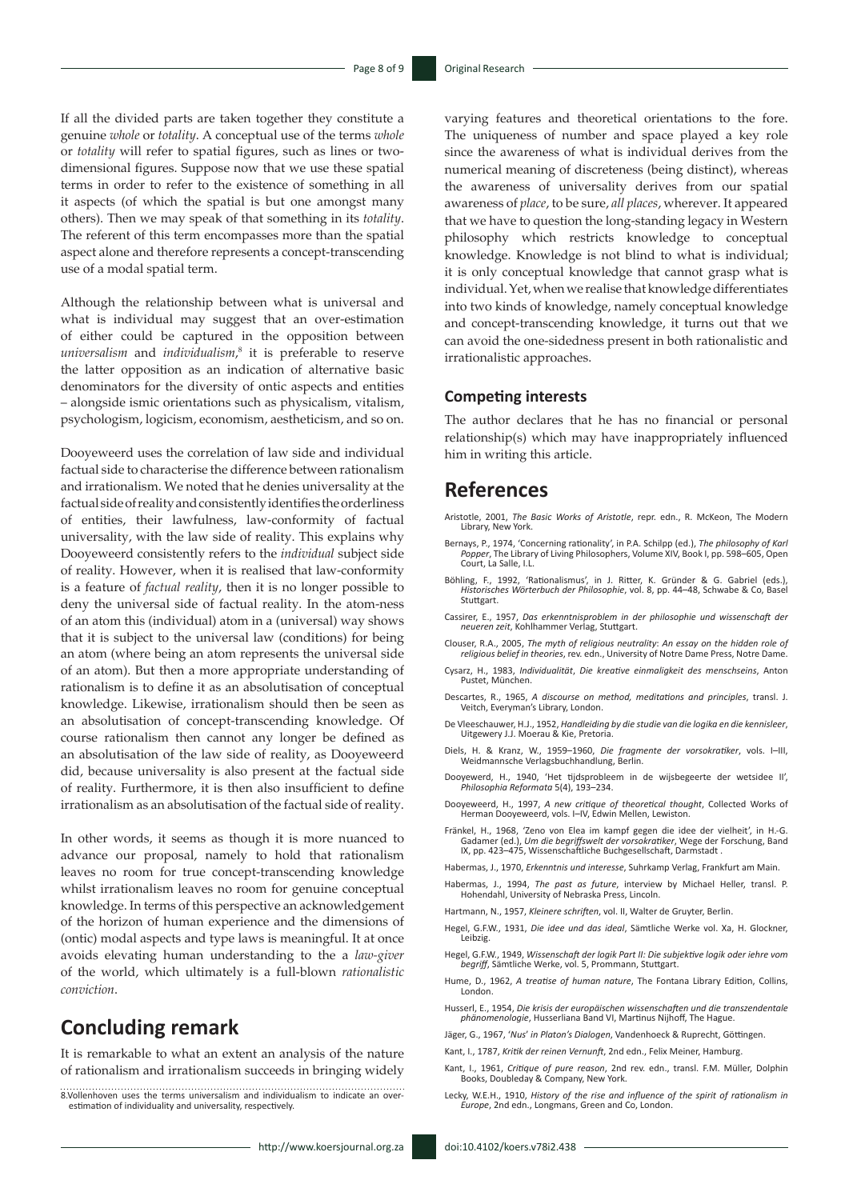If all the divided parts are taken together they constitute a genuine *whole* or *totality*. A conceptual use of the terms *whole* or *totality* will refer to spatial figures, such as lines or two-dimensional figures. Suppose now that we use these spatial terms in order to refer to the existence of something in all it aspects (of which the spatial is but one amongst many others). Then we may speak of that something in its *totality*. The referent of this term encompasses more than the spatial aspect alone and therefore represents a concept-transcending use of a modal spatial term.

Although the relationship between what is universal and what is individual may suggest that an over-estimation of either could be captured in the opposition between *universalism* and *individualism*,[8] it is preferable to reserve the latter opposition as an indication of alternative basic denominators for the diversity of ontic aspects and entities – alongside ismic orientations such as physicalism, vitalism, psychologism, logicism, economism, aestheticism, and so on.

Dooyeweerd uses the correlation of law side and individual factual side to characterise the difference between rationalism and irrationalism. We noted that he denies universality at the factual side of reality and consistently identifies the orderliness of entities, their lawfulness, law-conformity of factual universality, with the law side of reality. This explains why Dooyeweerd consistently refers to the *individual* subject side of reality. However, when it is realised that law-conformity is a feature of *factual reality*, then it is no longer possible to deny the universal side of factual reality. In the atom-ness of an atom this (individual) atom in a (universal) way shows that it is subject to the universal law (conditions) for being an atom (where being an atom represents the universal side of an atom). But then a more appropriate understanding of rationalism is to define it as an absolutisation of conceptual knowledge. Likewise, irrationalism should then be seen as an absolutisation of concept-transcending knowledge. Of course rationalism then cannot any longer be defined as an absolutisation of the law side of reality, as Dooyeweerd did, because universality is also present at the factual side of reality. Furthermore, it is then also insufficient to define irrationalism as an absolutisation of the factual side of reality.

In other words, it seems as though it is more nuanced to advance our proposal, namely to hold that rationalism leaves no room for true concept-transcending knowledge whilst irrationalism leaves no room for genuine conceptual knowledge. In terms of this perspective an acknowledgement of the horizon of human experience and the dimensions of (ontic) modal aspects and type laws is meaningful. It at once avoids elevating human understanding to the a *law-giver* of the world, which ultimately is a full-blown *rationalistic conviction*.

## Concluding remark

It is remarkable to what an extent an analysis of the nature of rationalism and irrationalism succeeds in bringing widely varying features and theoretical orientations to the fore. The uniqueness of number and space played a key role since the awareness of what is individual derives from the numerical meaning of discreteness (being distinct), whereas the awareness of universality derives from our spatial awareness of *place*, to be sure, *all places*, wherever. It appeared that we have to question the long-standing legacy in Western philosophy which restricts knowledge to conceptual knowledge. Knowledge is not blind to what is individual; it is only conceptual knowledge that cannot grasp what is individual. Yet, when we realise that knowledge differentiates into two kinds of knowledge, namely conceptual knowledge and concept-transcending knowledge, it turns out that we can avoid the one-sidedness present in both rationalistic and irrationalistic approaches.

### Competing interests

The author declares that he has no financial or personal relationship(s) which may have inappropriately influenced him in writing this article.

## References

Aristotle, 2001, *The Basic Works of Aristotle*, repr. edn., R. McKeon, The Modern Library, New York.

Bernays, P., 1974, 'Concerning rationality', in P.A. Schilpp (ed.), *The philosophy of Karl Popper*, The Library of Living Philosophers, Volume XIV, Book I, pp. 598–605, Open Court, La Salle, I.L.

Böhling, F., 1992, 'Rationalismus', in J. Ritter, K. Gründer & G. Gabriel (eds.), *Historisches Wörterbuch der Philosophie*, vol. 8, pp. 44–48, Schwabe & Co, Basel Stuttgart.

Cassirer, E., 1957, *Das erkenntnisproblem in der philosophie und wissenschaft der neueren zeit*, Kohlhammer Verlag, Stuttgart.

Clouser, R.A., 2005, *The myth of religious neutrality: An essay on the hidden role of religious belief in theories*, rev. edn., University of Notre Dame Press, Notre Dame.

Cysarz, H., 1983, *Individualität*, *Die kreative einmaligkeit des menschseins*, Anton Pustet, München.

Descartes, R., 1965, *A discourse on method, meditations and principles*, transl. J. Veitch, Everyman's Library, London.

De Vleeschauwer, H.J., 1952, *Handleiding by die studie van die logika en die kennisleer*, Uitgewery J.J. Moerau & Kie, Pretoria.

Diels, H. & Kranz, W., 1959–1960, *Die fragmente der vorsokratiker*, vols. I–III, Weidmannsche Verlagsbuchhandlung, Berlin.

Dooyewerd, H., 1940, 'Het tijdsprobleem in de wijsbegeerte der wetsidee II', *Philosophia Reformata* 5(4), 193–234.

Dooyeweerd, H., 1997, *A new critique of theoretical thought*, Collected Works of Herman Dooyeweerd, vols. I–IV, Edwin Mellen, Lewiston.

Fränkel, H., 1968, 'Zeno von Elea im kampf gegen die idee der vielheit', in H.-G. Gadamer (ed.), *Um die begriffswelt der vorsokratiker*, Wege der Forschung, Band IX, pp. 423–475, Wissenschaftliche Buchgesellschaft, Darmstadt .

Habermas, J., 1970, *Erkenntnis und interesse*, Suhrkamp Verlag, Frankfurt am Main.

Habermas, J., 1994, *The past as future*, interview by Michael Heller, transl. P. Hohendahl, University of Nebraska Press, Lincoln.

Hartmann, N., 1957, *Kleinere schriften*, vol. II, Walter de Gruyter, Berlin.

Hegel, G.F.W., 1931, *Die idee und das ideal*, Sämtliche Werke vol. Xa, H. Glockner, Leibzig.

Hegel, G.F.W., 1949, *Wissenschaft der logik Part II: Die subjektive logik oder iehre vom begriff*, Sämtliche Werke, vol. 5, Prommann, Stuttgart.

Hume, D., 1962, *A treatise of human nature*, The Fontana Library Edition, Collins, London.

Husserl, E., 1954, *Die krisis der europäischen wissenschaften und die transzendentale phänomenologie*, Husserliana Band VI, Martinus Nijhoff, The Hague.

Jäger, G., 1967, '*Nus' in Platon's Dialogen*, Vandenhoeck & Ruprecht, Göttingen.

Kant, I., 1787, *Kritik der reinen Vernunft*, 2nd edn., Felix Meiner, Hamburg.

Kant, I., 1961, *Critique of pure reason*, 2nd rev. edn., transl. F.M. Müller, Dolphin Books, Doubleday & Company, New York.

Lecky, W.E.H., 1910, *History of the rise and influence of the spirit of rationalism in Europe*, 2nd edn., Longmans, Green and Co, London.

8. Vollenhoven uses the terms universalism and individualism to indicate an over-estimation of individuality and universality, respectively.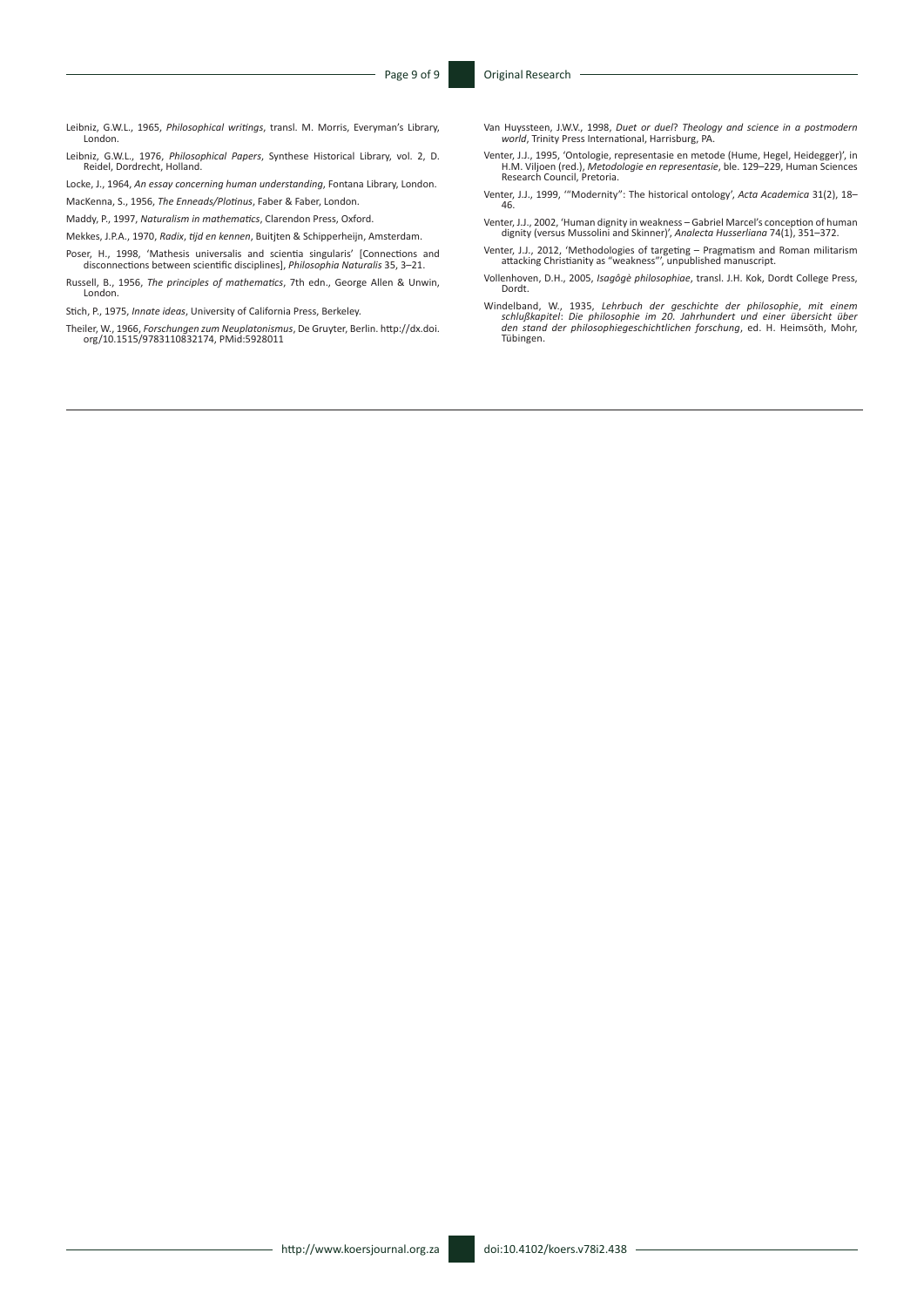Leibniz, G.W.L., 1965, *Philosophical writings*, transl. M. Morris, Everyman's Library, London.

Leibniz, G.W.L., 1976, *Philosophical Papers*, Synthese Historical Library, vol. 2, D. Reidel, Dordrecht, Holland.

Locke, J., 1964, *An essay concerning human understanding*, Fontana Library, London.

MacKenna, S., 1956, *The Enneads/Plotinus*, Faber & Faber, London.

Maddy, P., 1997, *Naturalism in mathematics*, Clarendon Press, Oxford.

Mekkes, J.P.A., 1970, *Radix, tijd en kennen*, Buitjten & Schipperheijn, Amsterdam.

Poser, H., 1998, 'Mathesis universalis and scientia singularis' [Connections and disconnections between scientific disciplines], *Philosophia Naturalis* 35, 3–21.

Russell, B., 1956, *The principles of mathematics*, 7th edn., George Allen & Unwin, London.

Stich, P., 1975, *Innate ideas*, University of California Press, Berkeley.

Theiler, W., 1966, *Forschungen zum Neuplatonismus*, De Gruyter, Berlin. http://dx.doi.org/10.1515/9783110832174, PMid:5928011

Van Huyssteen, J.W.V., 1998, *Duet or duel? Theology and science in a postmodern world*, Trinity Press International, Harrisburg, PA.

Venter, J.J., 1995, 'Ontologie, representasie en metode (Hume, Hegel, Heidegger)', in H.M. Viljoen (red.), *Metodologie en representasie*, ble. 129–229, Human Sciences Research Council, Pretoria.

Venter, J.J., 1999, '"Modernity": The historical ontology', *Acta Academica* 31(2), 18–46.

Venter, J.J., 2002, 'Human dignity in weakness – Gabriel Marcel's conception of human dignity (versus Mussolini and Skinner)', *Analecta Husserliana* 74(1), 351–372.

Venter, J.J., 2012, 'Methodologies of targeting – Pragmatism and Roman militarism attacking Christianity as "weakness"', unpublished manuscript.

Vollenhoven, D.H., 2005, *Isagôgè philosophiae*, transl. J.H. Kok, Dordt College Press, Dordt.

Windelband, W., 1935, *Lehrbuch der geschichte der philosophie, mit einem schlußkapitel: Die philosophie im 20. Jahrhundert und einer übersicht über den stand der philosophiegeschichtlichen forschung*, ed. H. Heimsöth, Mohr, Tübingen.